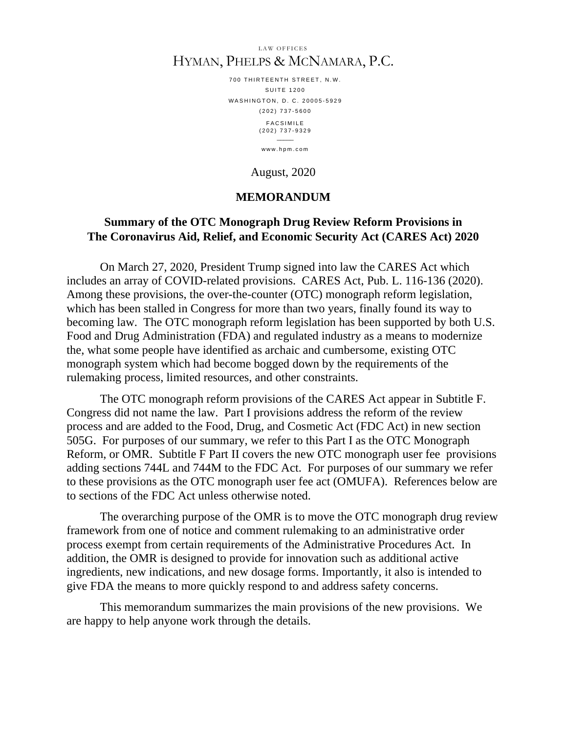LAW OFFICES

HYMAN, PHELPS & MCNAMARA, P.C.

700 THIRTEENTH STREET, N.W.
SUITE 1200
WASHINGTON, D. C. 20005-5929
(202) 737-5600

FACSIMILE
(202) 737-9329

www.hpm.com

August, 2020

**MEMORANDUM**

**Summary of the OTC Monograph Drug Review Reform Provisions in The Coronavirus Aid, Relief, and Economic Security Act (CARES Act) 2020**

On March 27, 2020, President Trump signed into law the CARES Act which includes an array of COVID-related provisions. CARES Act, Pub. L. 116-136 (2020). Among these provisions, the over-the-counter (OTC) monograph reform legislation, which has been stalled in Congress for more than two years, finally found its way to becoming law. The OTC monograph reform legislation has been supported by both U.S. Food and Drug Administration (FDA) and regulated industry as a means to modernize the, what some people have identified as archaic and cumbersome, existing OTC monograph system which had become bogged down by the requirements of the rulemaking process, limited resources, and other constraints.

The OTC monograph reform provisions of the CARES Act appear in Subtitle F. Congress did not name the law. Part I provisions address the reform of the review process and are added to the Food, Drug, and Cosmetic Act (FDC Act) in new section 505G. For purposes of our summary, we refer to this Part I as the OTC Monograph Reform, or OMR. Subtitle F Part II covers the new OTC monograph user fee provisions adding sections 744L and 744M to the FDC Act. For purposes of our summary we refer to these provisions as the OTC monograph user fee act (OMUFA). References below are to sections of the FDC Act unless otherwise noted.

The overarching purpose of the OMR is to move the OTC monograph drug review framework from one of notice and comment rulemaking to an administrative order process exempt from certain requirements of the Administrative Procedures Act. In addition, the OMR is designed to provide for innovation such as additional active ingredients, new indications, and new dosage forms. Importantly, it also is intended to give FDA the means to more quickly respond to and address safety concerns.

This memorandum summarizes the main provisions of the new provisions. We are happy to help anyone work through the details.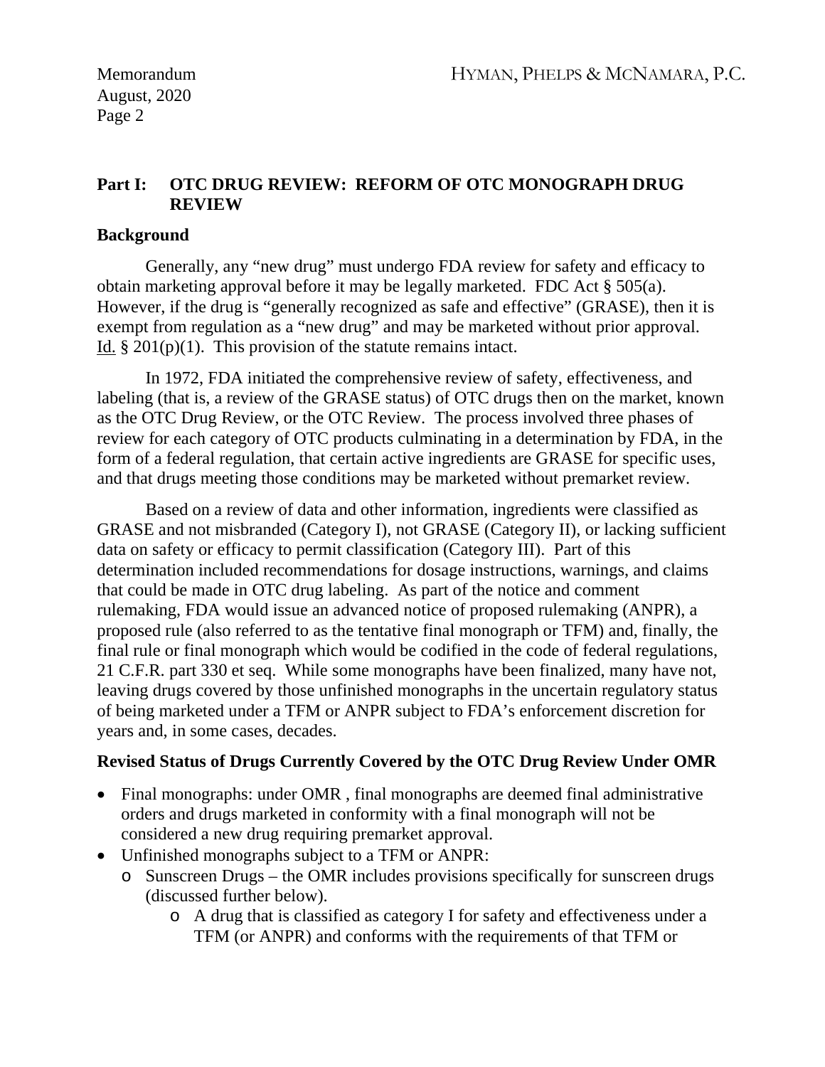## Part I: OTC DRUG REVIEW: REFORM OF OTC MONOGRAPH DRUG REVIEW

### Background

Generally, any "new drug" must undergo FDA review for safety and efficacy to obtain marketing approval before it may be legally marketed. FDC Act § 505(a). However, if the drug is "generally recognized as safe and effective" (GRASE), then it is exempt from regulation as a "new drug" and may be marketed without prior approval. Id. § 201(p)(1). This provision of the statute remains intact.

In 1972, FDA initiated the comprehensive review of safety, effectiveness, and labeling (that is, a review of the GRASE status) of OTC drugs then on the market, known as the OTC Drug Review, or the OTC Review. The process involved three phases of review for each category of OTC products culminating in a determination by FDA, in the form of a federal regulation, that certain active ingredients are GRASE for specific uses, and that drugs meeting those conditions may be marketed without premarket review.

Based on a review of data and other information, ingredients were classified as GRASE and not misbranded (Category I), not GRASE (Category II), or lacking sufficient data on safety or efficacy to permit classification (Category III). Part of this determination included recommendations for dosage instructions, warnings, and claims that could be made in OTC drug labeling. As part of the notice and comment rulemaking, FDA would issue an advanced notice of proposed rulemaking (ANPR), a proposed rule (also referred to as the tentative final monograph or TFM) and, finally, the final rule or final monograph which would be codified in the code of federal regulations, 21 C.F.R. part 330 et seq. While some monographs have been finalized, many have not, leaving drugs covered by those unfinished monographs in the uncertain regulatory status of being marketed under a TFM or ANPR subject to FDA's enforcement discretion for years and, in some cases, decades.

### Revised Status of Drugs Currently Covered by the OTC Drug Review Under OMR

- Final monographs: under OMR , final monographs are deemed final administrative orders and drugs marketed in conformity with a final monograph will not be considered a new drug requiring premarket approval.
- Unfinished monographs subject to a TFM or ANPR:
  - Sunscreen Drugs – the OMR includes provisions specifically for sunscreen drugs (discussed further below).
    - A drug that is classified as category I for safety and effectiveness under a TFM (or ANPR) and conforms with the requirements of that TFM or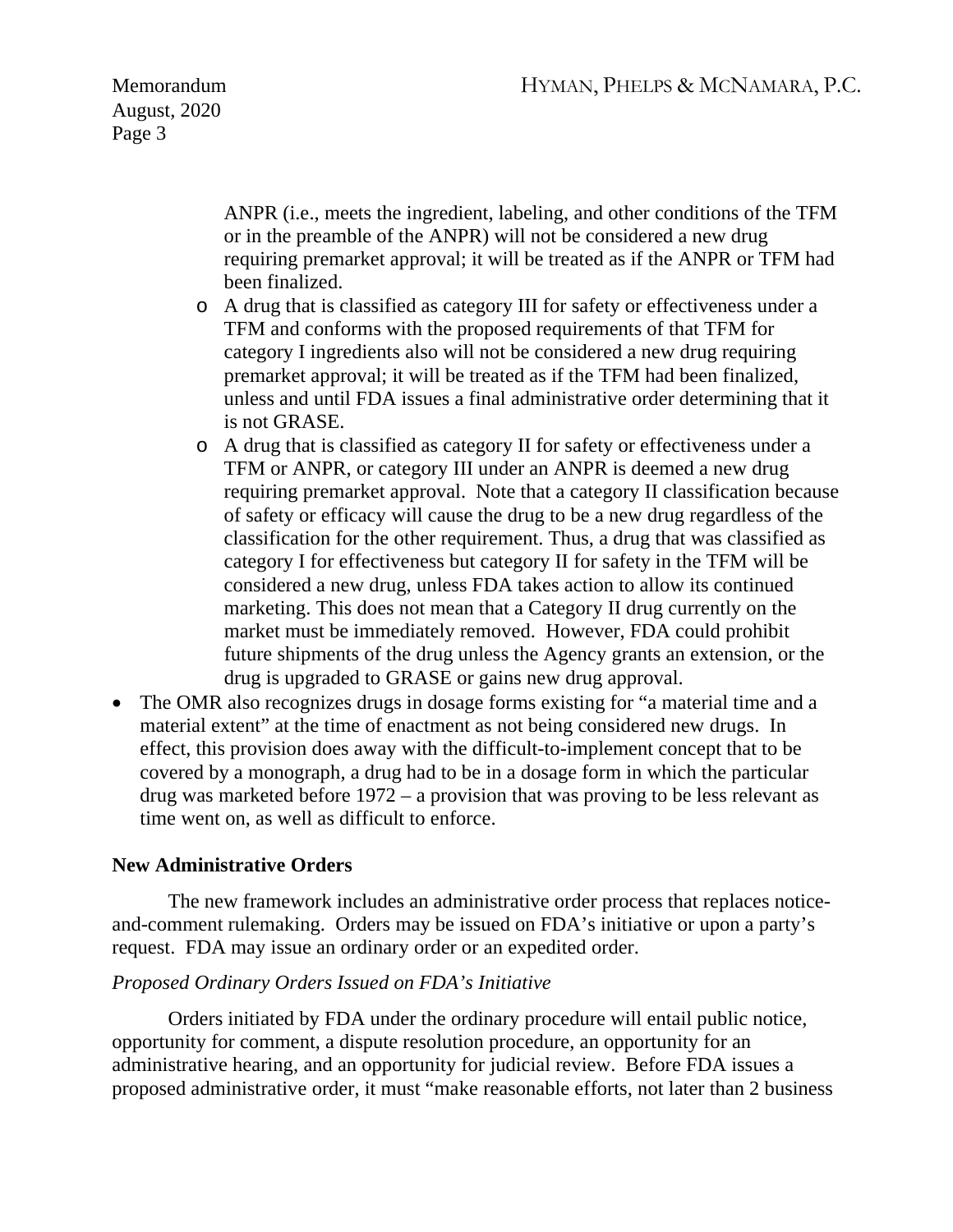ANPR (i.e., meets the ingredient, labeling, and other conditions of the TFM or in the preamble of the ANPR) will not be considered a new drug requiring premarket approval; it will be treated as if the ANPR or TFM had been finalized.

  - A drug that is classified as category III for safety or effectiveness under a TFM and conforms with the proposed requirements of that TFM for category I ingredients also will not be considered a new drug requiring premarket approval; it will be treated as if the TFM had been finalized, unless and until FDA issues a final administrative order determining that it is not GRASE.
  - A drug that is classified as category II for safety or effectiveness under a TFM or ANPR, or category III under an ANPR is deemed a new drug requiring premarket approval. Note that a category II classification because of safety or efficacy will cause the drug to be a new drug regardless of the classification for the other requirement. Thus, a drug that was classified as category I for effectiveness but category II for safety in the TFM will be considered a new drug, unless FDA takes action to allow its continued marketing. This does not mean that a Category II drug currently on the market must be immediately removed. However, FDA could prohibit future shipments of the drug unless the Agency grants an extension, or the drug is upgraded to GRASE or gains new drug approval.

- The OMR also recognizes drugs in dosage forms existing for "a material time and a material extent" at the time of enactment as not being considered new drugs. In effect, this provision does away with the difficult-to-implement concept that to be covered by a monograph, a drug had to be in a dosage form in which the particular drug was marketed before 1972 – a provision that was proving to be less relevant as time went on, as well as difficult to enforce.

**New Administrative Orders**

The new framework includes an administrative order process that replaces notice-and-comment rulemaking. Orders may be issued on FDA's initiative or upon a party's request. FDA may issue an ordinary order or an expedited order.

*Proposed Ordinary Orders Issued on FDA's Initiative*

Orders initiated by FDA under the ordinary procedure will entail public notice, opportunity for comment, a dispute resolution procedure, an opportunity for an administrative hearing, and an opportunity for judicial review. Before FDA issues a proposed administrative order, it must "make reasonable efforts, not later than 2 business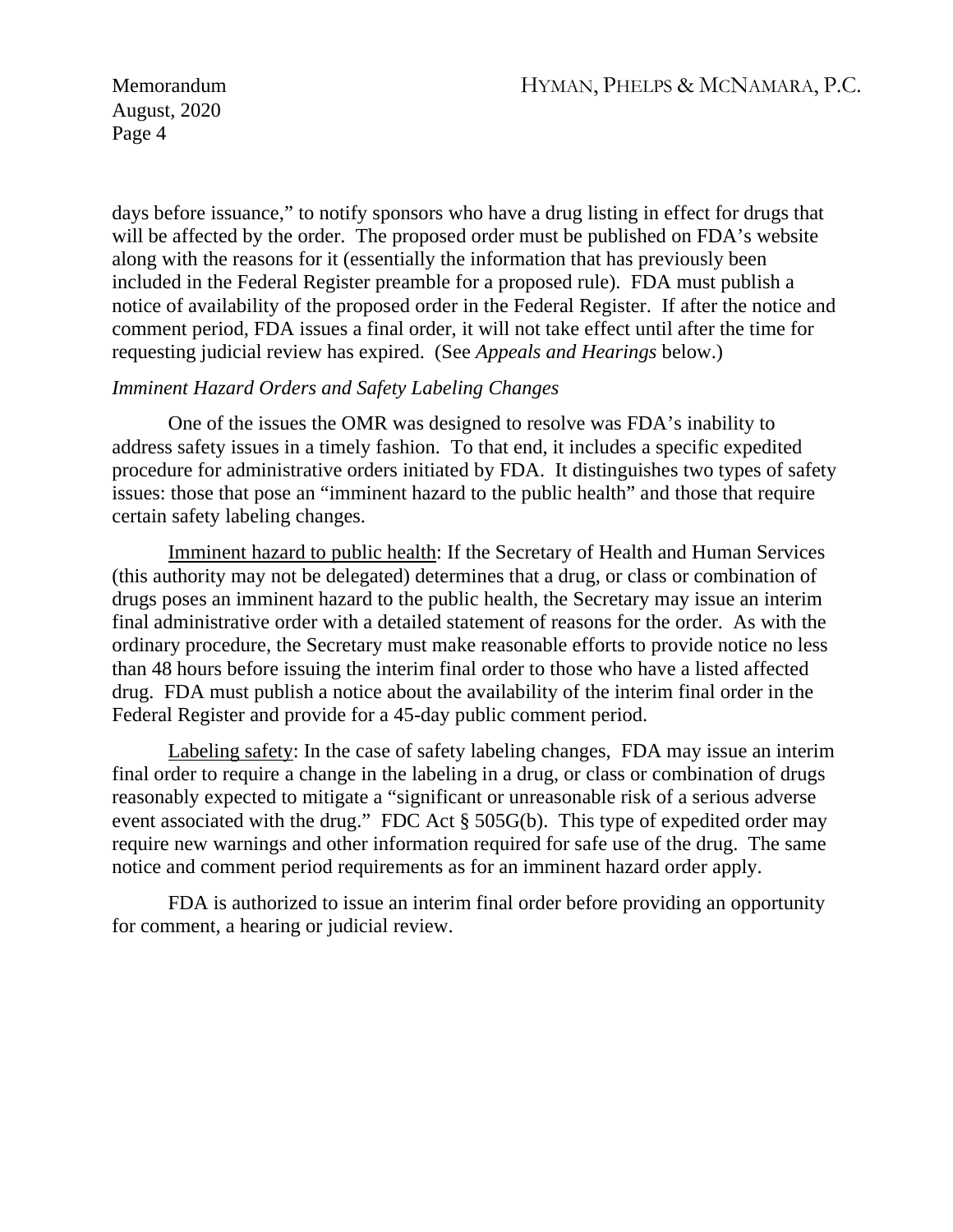days before issuance," to notify sponsors who have a drug listing in effect for drugs that will be affected by the order. The proposed order must be published on FDA's website along with the reasons for it (essentially the information that has previously been included in the Federal Register preamble for a proposed rule). FDA must publish a notice of availability of the proposed order in the Federal Register. If after the notice and comment period, FDA issues a final order, it will not take effect until after the time for requesting judicial review has expired. (See *Appeals and Hearings* below.)

*Imminent Hazard Orders and Safety Labeling Changes*

One of the issues the OMR was designed to resolve was FDA's inability to address safety issues in a timely fashion. To that end, it includes a specific expedited procedure for administrative orders initiated by FDA. It distinguishes two types of safety issues: those that pose an "imminent hazard to the public health" and those that require certain safety labeling changes.

<u>Imminent hazard to public health</u>: If the Secretary of Health and Human Services (this authority may not be delegated) determines that a drug, or class or combination of drugs poses an imminent hazard to the public health, the Secretary may issue an interim final administrative order with a detailed statement of reasons for the order. As with the ordinary procedure, the Secretary must make reasonable efforts to provide notice no less than 48 hours before issuing the interim final order to those who have a listed affected drug. FDA must publish a notice about the availability of the interim final order in the Federal Register and provide for a 45-day public comment period.

<u>Labeling safety</u>: In the case of safety labeling changes, FDA may issue an interim final order to require a change in the labeling in a drug, or class or combination of drugs reasonably expected to mitigate a "significant or unreasonable risk of a serious adverse event associated with the drug." FDC Act § 505G(b). This type of expedited order may require new warnings and other information required for safe use of the drug. The same notice and comment period requirements as for an imminent hazard order apply.

FDA is authorized to issue an interim final order before providing an opportunity for comment, a hearing or judicial review.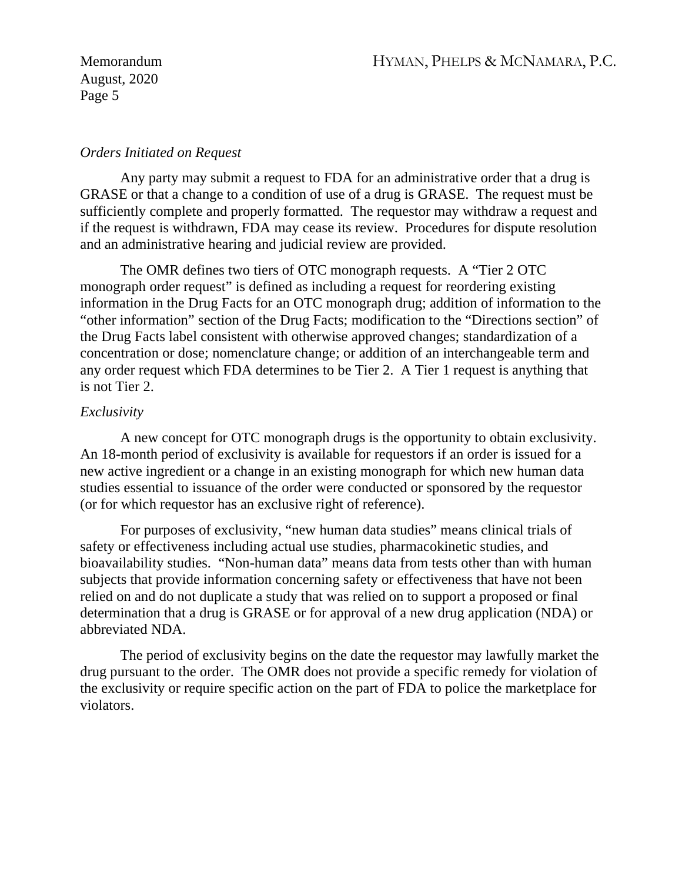*Orders Initiated on Request*

Any party may submit a request to FDA for an administrative order that a drug is GRASE or that a change to a condition of use of a drug is GRASE. The request must be sufficiently complete and properly formatted. The requestor may withdraw a request and if the request is withdrawn, FDA may cease its review. Procedures for dispute resolution and an administrative hearing and judicial review are provided.

The OMR defines two tiers of OTC monograph requests. A "Tier 2 OTC monograph order request" is defined as including a request for reordering existing information in the Drug Facts for an OTC monograph drug; addition of information to the "other information" section of the Drug Facts; modification to the "Directions section" of the Drug Facts label consistent with otherwise approved changes; standardization of a concentration or dose; nomenclature change; or addition of an interchangeable term and any order request which FDA determines to be Tier 2. A Tier 1 request is anything that is not Tier 2.

*Exclusivity*

A new concept for OTC monograph drugs is the opportunity to obtain exclusivity. An 18-month period of exclusivity is available for requestors if an order is issued for a new active ingredient or a change in an existing monograph for which new human data studies essential to issuance of the order were conducted or sponsored by the requestor (or for which requestor has an exclusive right of reference).

For purposes of exclusivity, "new human data studies" means clinical trials of safety or effectiveness including actual use studies, pharmacokinetic studies, and bioavailability studies. "Non-human data" means data from tests other than with human subjects that provide information concerning safety or effectiveness that have not been relied on and do not duplicate a study that was relied on to support a proposed or final determination that a drug is GRASE or for approval of a new drug application (NDA) or abbreviated NDA.

The period of exclusivity begins on the date the requestor may lawfully market the drug pursuant to the order. The OMR does not provide a specific remedy for violation of the exclusivity or require specific action on the part of FDA to police the marketplace for violators.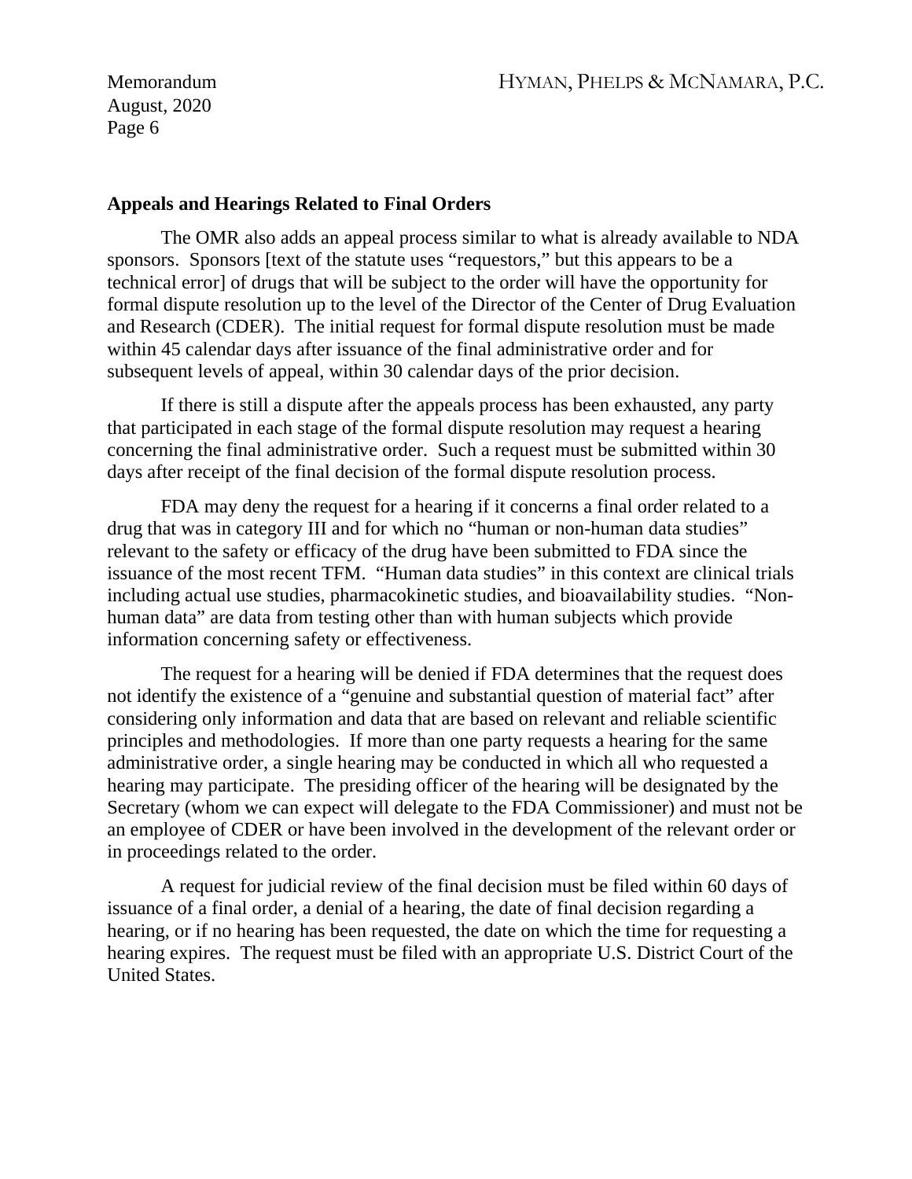**Appeals and Hearings Related to Final Orders**

The OMR also adds an appeal process similar to what is already available to NDA sponsors. Sponsors [text of the statute uses "requestors," but this appears to be a technical error] of drugs that will be subject to the order will have the opportunity for formal dispute resolution up to the level of the Director of the Center of Drug Evaluation and Research (CDER). The initial request for formal dispute resolution must be made within 45 calendar days after issuance of the final administrative order and for subsequent levels of appeal, within 30 calendar days of the prior decision.

If there is still a dispute after the appeals process has been exhausted, any party that participated in each stage of the formal dispute resolution may request a hearing concerning the final administrative order. Such a request must be submitted within 30 days after receipt of the final decision of the formal dispute resolution process.

FDA may deny the request for a hearing if it concerns a final order related to a drug that was in category III and for which no "human or non-human data studies" relevant to the safety or efficacy of the drug have been submitted to FDA since the issuance of the most recent TFM. "Human data studies" in this context are clinical trials including actual use studies, pharmacokinetic studies, and bioavailability studies. "Non-human data" are data from testing other than with human subjects which provide information concerning safety or effectiveness.

The request for a hearing will be denied if FDA determines that the request does not identify the existence of a "genuine and substantial question of material fact" after considering only information and data that are based on relevant and reliable scientific principles and methodologies. If more than one party requests a hearing for the same administrative order, a single hearing may be conducted in which all who requested a hearing may participate. The presiding officer of the hearing will be designated by the Secretary (whom we can expect will delegate to the FDA Commissioner) and must not be an employee of CDER or have been involved in the development of the relevant order or in proceedings related to the order.

A request for judicial review of the final decision must be filed within 60 days of issuance of a final order, a denial of a hearing, the date of final decision regarding a hearing, or if no hearing has been requested, the date on which the time for requesting a hearing expires. The request must be filed with an appropriate U.S. District Court of the United States.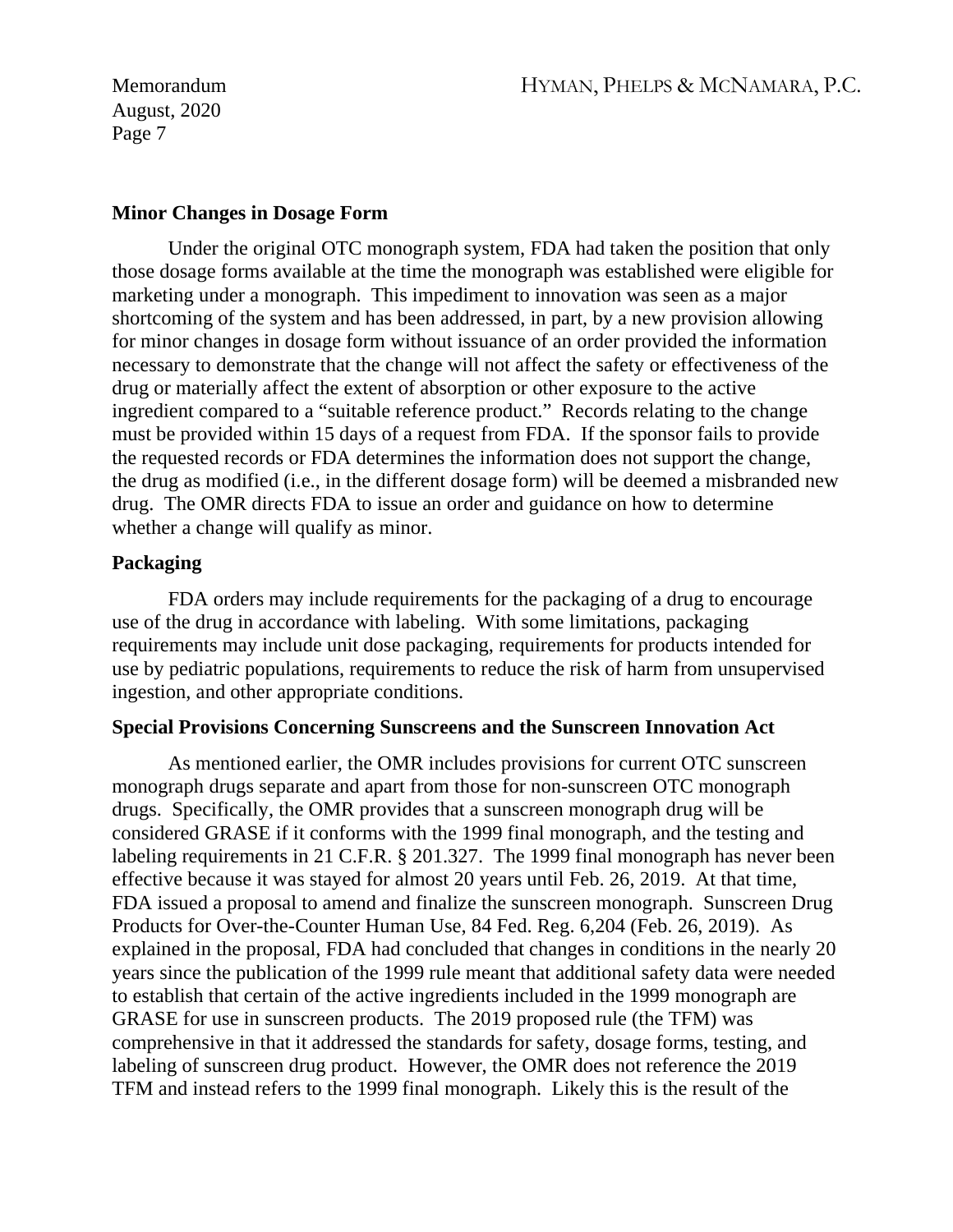**Minor Changes in Dosage Form**

Under the original OTC monograph system, FDA had taken the position that only those dosage forms available at the time the monograph was established were eligible for marketing under a monograph. This impediment to innovation was seen as a major shortcoming of the system and has been addressed, in part, by a new provision allowing for minor changes in dosage form without issuance of an order provided the information necessary to demonstrate that the change will not affect the safety or effectiveness of the drug or materially affect the extent of absorption or other exposure to the active ingredient compared to a "suitable reference product." Records relating to the change must be provided within 15 days of a request from FDA. If the sponsor fails to provide the requested records or FDA determines the information does not support the change, the drug as modified (i.e., in the different dosage form) will be deemed a misbranded new drug. The OMR directs FDA to issue an order and guidance on how to determine whether a change will qualify as minor.

**Packaging**

FDA orders may include requirements for the packaging of a drug to encourage use of the drug in accordance with labeling. With some limitations, packaging requirements may include unit dose packaging, requirements for products intended for use by pediatric populations, requirements to reduce the risk of harm from unsupervised ingestion, and other appropriate conditions.

**Special Provisions Concerning Sunscreens and the Sunscreen Innovation Act**

As mentioned earlier, the OMR includes provisions for current OTC sunscreen monograph drugs separate and apart from those for non-sunscreen OTC monograph drugs. Specifically, the OMR provides that a sunscreen monograph drug will be considered GRASE if it conforms with the 1999 final monograph, and the testing and labeling requirements in 21 C.F.R. § 201.327. The 1999 final monograph has never been effective because it was stayed for almost 20 years until Feb. 26, 2019. At that time, FDA issued a proposal to amend and finalize the sunscreen monograph. Sunscreen Drug Products for Over-the-Counter Human Use, 84 Fed. Reg. 6,204 (Feb. 26, 2019). As explained in the proposal, FDA had concluded that changes in conditions in the nearly 20 years since the publication of the 1999 rule meant that additional safety data were needed to establish that certain of the active ingredients included in the 1999 monograph are GRASE for use in sunscreen products. The 2019 proposed rule (the TFM) was comprehensive in that it addressed the standards for safety, dosage forms, testing, and labeling of sunscreen drug product. However, the OMR does not reference the 2019 TFM and instead refers to the 1999 final monograph. Likely this is the result of the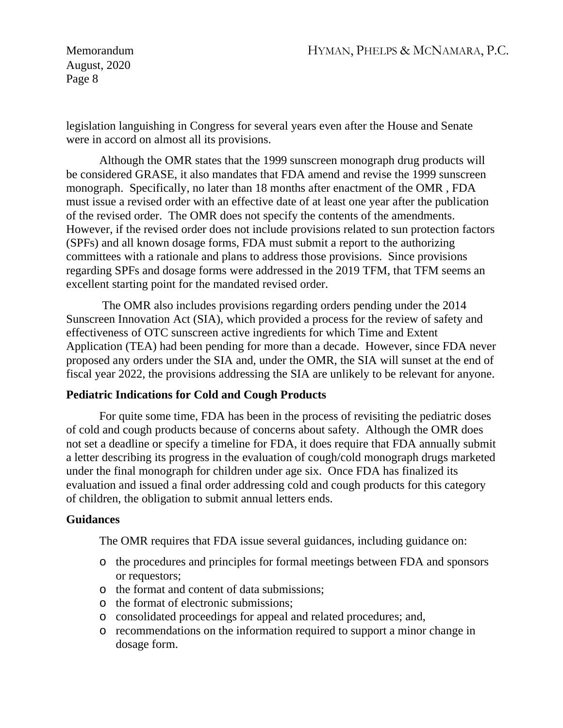legislation languishing in Congress for several years even after the House and Senate were in accord on almost all its provisions.

Although the OMR states that the 1999 sunscreen monograph drug products will be considered GRASE, it also mandates that FDA amend and revise the 1999 sunscreen monograph. Specifically, no later than 18 months after enactment of the OMR , FDA must issue a revised order with an effective date of at least one year after the publication of the revised order. The OMR does not specify the contents of the amendments. However, if the revised order does not include provisions related to sun protection factors (SPFs) and all known dosage forms, FDA must submit a report to the authorizing committees with a rationale and plans to address those provisions. Since provisions regarding SPFs and dosage forms were addressed in the 2019 TFM, that TFM seems an excellent starting point for the mandated revised order.

The OMR also includes provisions regarding orders pending under the 2014 Sunscreen Innovation Act (SIA), which provided a process for the review of safety and effectiveness of OTC sunscreen active ingredients for which Time and Extent Application (TEA) had been pending for more than a decade. However, since FDA never proposed any orders under the SIA and, under the OMR, the SIA will sunset at the end of fiscal year 2022, the provisions addressing the SIA are unlikely to be relevant for anyone.

**Pediatric Indications for Cold and Cough Products**

For quite some time, FDA has been in the process of revisiting the pediatric doses of cold and cough products because of concerns about safety. Although the OMR does not set a deadline or specify a timeline for FDA, it does require that FDA annually submit a letter describing its progress in the evaluation of cough/cold monograph drugs marketed under the final monograph for children under age six. Once FDA has finalized its evaluation and issued a final order addressing cold and cough products for this category of children, the obligation to submit annual letters ends.

**Guidances**

The OMR requires that FDA issue several guidances, including guidance on:

- the procedures and principles for formal meetings between FDA and sponsors or requestors;
- the format and content of data submissions;
- the format of electronic submissions;
- consolidated proceedings for appeal and related procedures; and,
- recommendations on the information required to support a minor change in dosage form.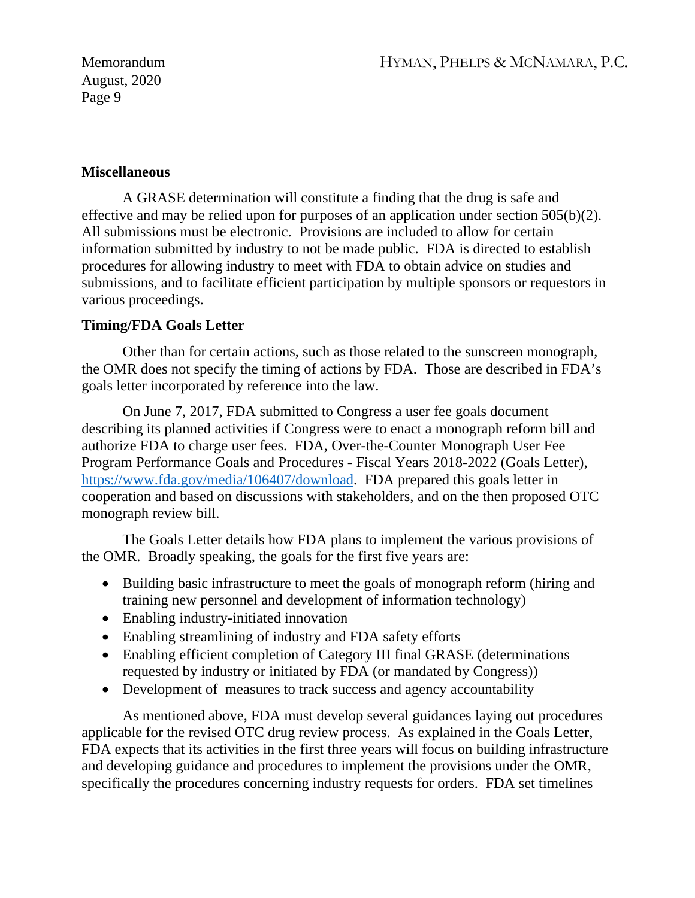**Miscellaneous**

A GRASE determination will constitute a finding that the drug is safe and effective and may be relied upon for purposes of an application under section 505(b)(2). All submissions must be electronic. Provisions are included to allow for certain information submitted by industry to not be made public. FDA is directed to establish procedures for allowing industry to meet with FDA to obtain advice on studies and submissions, and to facilitate efficient participation by multiple sponsors or requestors in various proceedings.

**Timing/FDA Goals Letter**

Other than for certain actions, such as those related to the sunscreen monograph, the OMR does not specify the timing of actions by FDA. Those are described in FDA's goals letter incorporated by reference into the law.

On June 7, 2017, FDA submitted to Congress a user fee goals document describing its planned activities if Congress were to enact a monograph reform bill and authorize FDA to charge user fees. FDA, Over-the-Counter Monograph User Fee Program Performance Goals and Procedures - Fiscal Years 2018-2022 (Goals Letter), [https://www.fda.gov/media/106407/download](https://www.fda.gov/media/106407/download). FDA prepared this goals letter in cooperation and based on discussions with stakeholders, and on the then proposed OTC monograph review bill.

The Goals Letter details how FDA plans to implement the various provisions of the OMR. Broadly speaking, the goals for the first five years are:

- Building basic infrastructure to meet the goals of monograph reform (hiring and training new personnel and development of information technology)
- Enabling industry-initiated innovation
- Enabling streamlining of industry and FDA safety efforts
- Enabling efficient completion of Category III final GRASE (determinations requested by industry or initiated by FDA (or mandated by Congress))
- Development of measures to track success and agency accountability

As mentioned above, FDA must develop several guidances laying out procedures applicable for the revised OTC drug review process. As explained in the Goals Letter, FDA expects that its activities in the first three years will focus on building infrastructure and developing guidance and procedures to implement the provisions under the OMR, specifically the procedures concerning industry requests for orders. FDA set timelines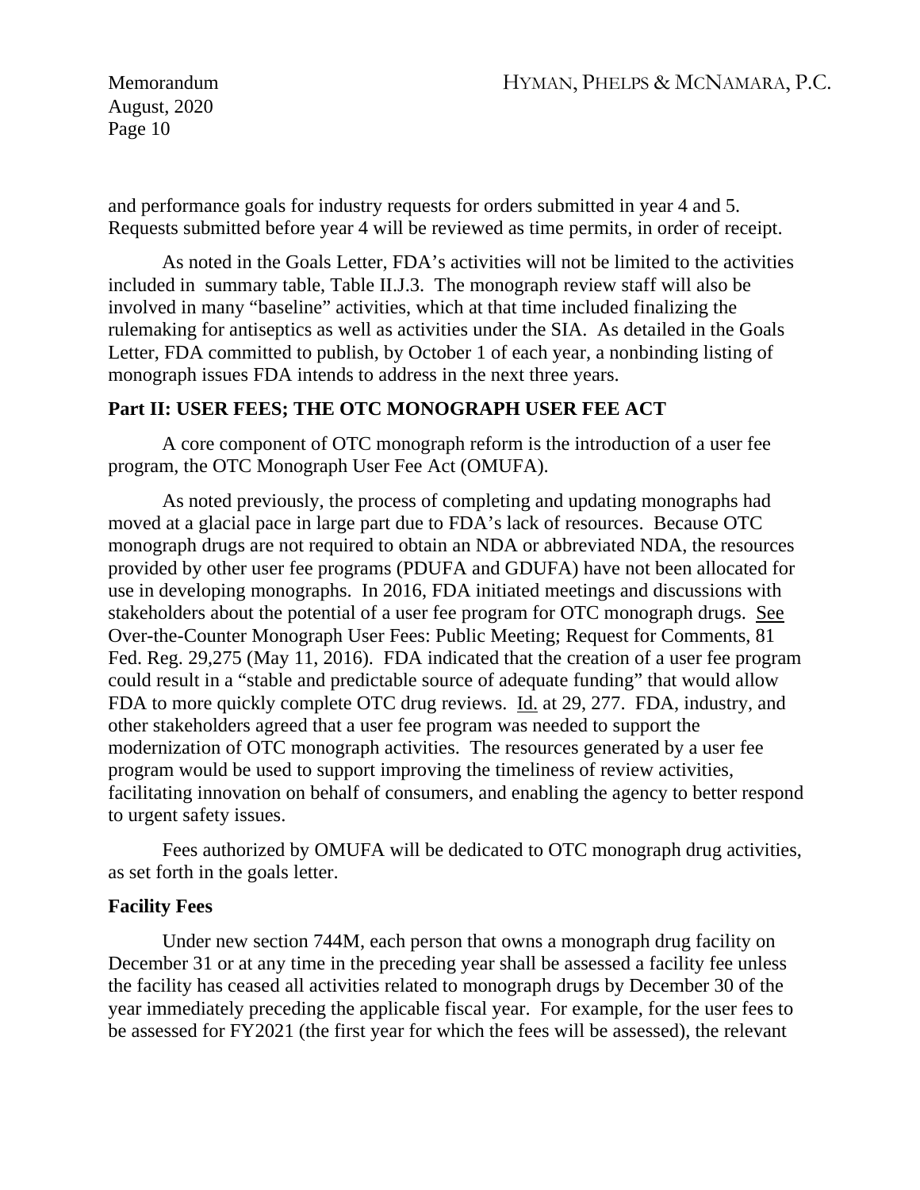and performance goals for industry requests for orders submitted in year 4 and 5. Requests submitted before year 4 will be reviewed as time permits, in order of receipt.

As noted in the Goals Letter, FDA's activities will not be limited to the activities included in  summary table, Table II.J.3. The monograph review staff will also be involved in many "baseline" activities, which at that time included finalizing the rulemaking for antiseptics as well as activities under the SIA. As detailed in the Goals Letter, FDA committed to publish, by October 1 of each year, a nonbinding listing of monograph issues FDA intends to address in the next three years.

**Part II: USER FEES; THE OTC MONOGRAPH USER FEE ACT**

A core component of OTC monograph reform is the introduction of a user fee program, the OTC Monograph User Fee Act (OMUFA).

As noted previously, the process of completing and updating monographs had moved at a glacial pace in large part due to FDA's lack of resources. Because OTC monograph drugs are not required to obtain an NDA or abbreviated NDA, the resources provided by other user fee programs (PDUFA and GDUFA) have not been allocated for use in developing monographs. In 2016, FDA initiated meetings and discussions with stakeholders about the potential of a user fee program for OTC monograph drugs. See Over-the-Counter Monograph User Fees: Public Meeting; Request for Comments, 81 Fed. Reg. 29,275 (May 11, 2016). FDA indicated that the creation of a user fee program could result in a "stable and predictable source of adequate funding" that would allow FDA to more quickly complete OTC drug reviews. Id. at 29, 277. FDA, industry, and other stakeholders agreed that a user fee program was needed to support the modernization of OTC monograph activities. The resources generated by a user fee program would be used to support improving the timeliness of review activities, facilitating innovation on behalf of consumers, and enabling the agency to better respond to urgent safety issues.

Fees authorized by OMUFA will be dedicated to OTC monograph drug activities, as set forth in the goals letter.

**Facility Fees**

Under new section 744M, each person that owns a monograph drug facility on December 31 or at any time in the preceding year shall be assessed a facility fee unless the facility has ceased all activities related to monograph drugs by December 30 of the year immediately preceding the applicable fiscal year. For example, for the user fees to be assessed for FY2021 (the first year for which the fees will be assessed), the relevant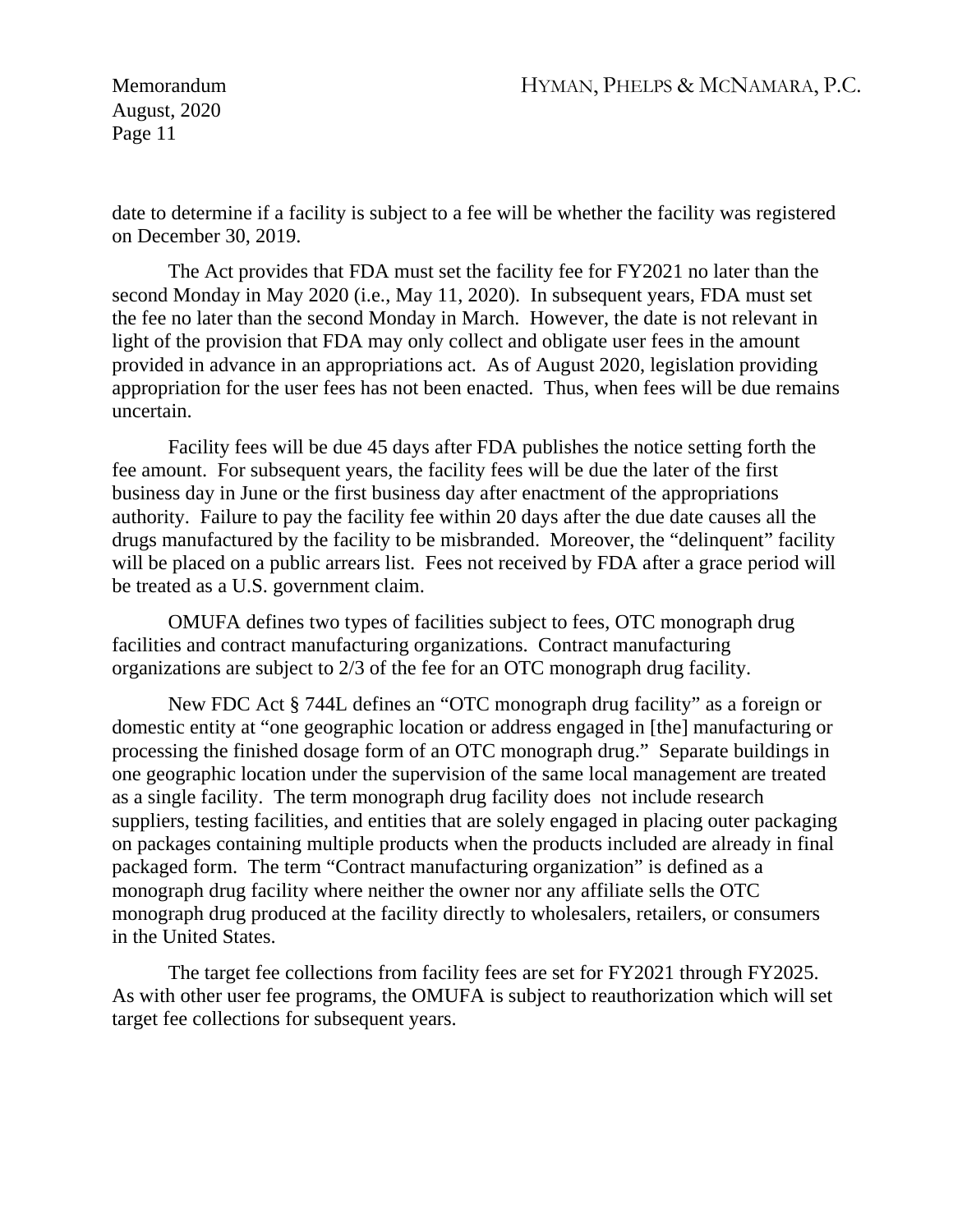date to determine if a facility is subject to a fee will be whether the facility was registered on December 30, 2019.

The Act provides that FDA must set the facility fee for FY2021 no later than the second Monday in May 2020 (i.e., May 11, 2020). In subsequent years, FDA must set the fee no later than the second Monday in March. However, the date is not relevant in light of the provision that FDA may only collect and obligate user fees in the amount provided in advance in an appropriations act. As of August 2020, legislation providing appropriation for the user fees has not been enacted. Thus, when fees will be due remains uncertain.

Facility fees will be due 45 days after FDA publishes the notice setting forth the fee amount. For subsequent years, the facility fees will be due the later of the first business day in June or the first business day after enactment of the appropriations authority. Failure to pay the facility fee within 20 days after the due date causes all the drugs manufactured by the facility to be misbranded. Moreover, the "delinquent" facility will be placed on a public arrears list. Fees not received by FDA after a grace period will be treated as a U.S. government claim.

OMUFA defines two types of facilities subject to fees, OTC monograph drug facilities and contract manufacturing organizations. Contract manufacturing organizations are subject to 2/3 of the fee for an OTC monograph drug facility.

New FDC Act § 744L defines an "OTC monograph drug facility" as a foreign or domestic entity at "one geographic location or address engaged in [the] manufacturing or processing the finished dosage form of an OTC monograph drug." Separate buildings in one geographic location under the supervision of the same local management are treated as a single facility. The term monograph drug facility does not include research suppliers, testing facilities, and entities that are solely engaged in placing outer packaging on packages containing multiple products when the products included are already in final packaged form. The term "Contract manufacturing organization" is defined as a monograph drug facility where neither the owner nor any affiliate sells the OTC monograph drug produced at the facility directly to wholesalers, retailers, or consumers in the United States.

The target fee collections from facility fees are set for FY2021 through FY2025. As with other user fee programs, the OMUFA is subject to reauthorization which will set target fee collections for subsequent years.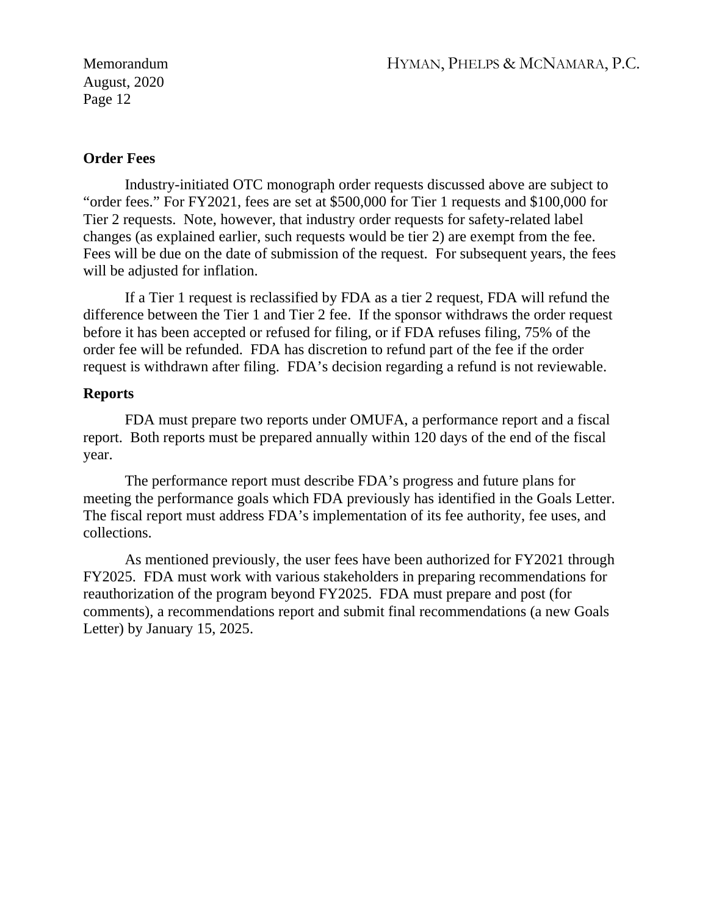**Order Fees**

Industry-initiated OTC monograph order requests discussed above are subject to "order fees." For FY2021, fees are set at $500,000 for Tier 1 requests and $100,000 for Tier 2 requests. Note, however, that industry order requests for safety-related label changes (as explained earlier, such requests would be tier 2) are exempt from the fee. Fees will be due on the date of submission of the request. For subsequent years, the fees will be adjusted for inflation.

If a Tier 1 request is reclassified by FDA as a tier 2 request, FDA will refund the difference between the Tier 1 and Tier 2 fee. If the sponsor withdraws the order request before it has been accepted or refused for filing, or if FDA refuses filing, 75% of the order fee will be refunded. FDA has discretion to refund part of the fee if the order request is withdrawn after filing. FDA's decision regarding a refund is not reviewable.

**Reports**

FDA must prepare two reports under OMUFA, a performance report and a fiscal report. Both reports must be prepared annually within 120 days of the end of the fiscal year.

The performance report must describe FDA's progress and future plans for meeting the performance goals which FDA previously has identified in the Goals Letter. The fiscal report must address FDA's implementation of its fee authority, fee uses, and collections.

As mentioned previously, the user fees have been authorized for FY2021 through FY2025. FDA must work with various stakeholders in preparing recommendations for reauthorization of the program beyond FY2025. FDA must prepare and post (for comments), a recommendations report and submit final recommendations (a new Goals Letter) by January 15, 2025.